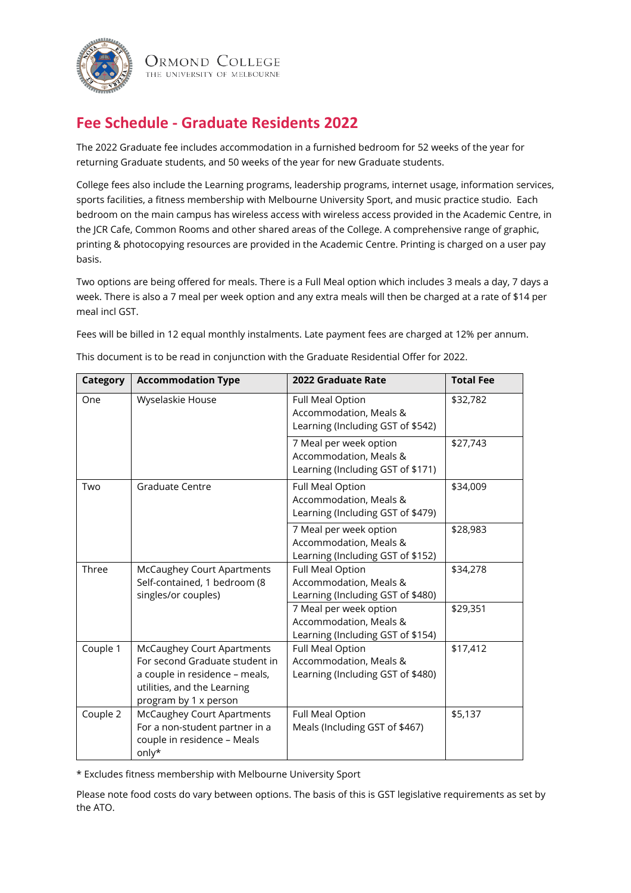ORMOND COLLEGE
THE UNIVERSITY OF MELBOURNE

# Fee Schedule - Graduate Residents 2022

The 2022 Graduate fee includes accommodation in a furnished bedroom for 52 weeks of the year for returning Graduate students, and 50 weeks of the year for new Graduate students.

College fees also include the Learning programs, leadership programs, internet usage, information services, sports facilities, a fitness membership with Melbourne University Sport, and music practice studio. Each bedroom on the main campus has wireless access with wireless access provided in the Academic Centre, in the JCR Cafe, Common Rooms and other shared areas of the College. A comprehensive range of graphic, printing & photocopying resources are provided in the Academic Centre. Printing is charged on a user pay basis.

Two options are being offered for meals. There is a Full Meal option which includes 3 meals a day, 7 days a week. There is also a 7 meal per week option and any extra meals will then be charged at a rate of $14 per meal incl GST.

Fees will be billed in 12 equal monthly instalments. Late payment fees are charged at 12% per annum.

This document is to be read in conjunction with the Graduate Residential Offer for 2022.

| Category | Accommodation Type | 2022 Graduate Rate | Total Fee |
|---|---|---|---|
| One | Wyselaskie House | Full Meal Option Accommodation, Meals & Learning (Including GST of $542) | $32,782 |
| | | 7 Meal per week option Accommodation, Meals & Learning (Including GST of $171) | $27,743 |
| Two | Graduate Centre | Full Meal Option Accommodation, Meals & Learning (Including GST of $479) | $34,009 |
| | | 7 Meal per week option Accommodation, Meals & Learning (Including GST of $152) | $28,983 |
| Three | McCaughey Court Apartments Self-contained, 1 bedroom (8 singles/or couples) | Full Meal Option Accommodation, Meals & Learning (Including GST of $480) | $34,278 |
| | | 7 Meal per week option Accommodation, Meals & Learning (Including GST of $154) | $29,351 |
| Couple 1 | McCaughey Court Apartments For second Graduate student in a couple in residence – meals, utilities, and the Learning program by 1 x person | Full Meal Option Accommodation, Meals & Learning (Including GST of $480) | $17,412 |
| Couple 2 | McCaughey Court Apartments For a non-student partner in a couple in residence – Meals only* | Full Meal Option Meals (Including GST of $467) | $5,137 |

* Excludes fitness membership with Melbourne University Sport

Please note food costs do vary between options. The basis of this is GST legislative requirements as set by the ATO.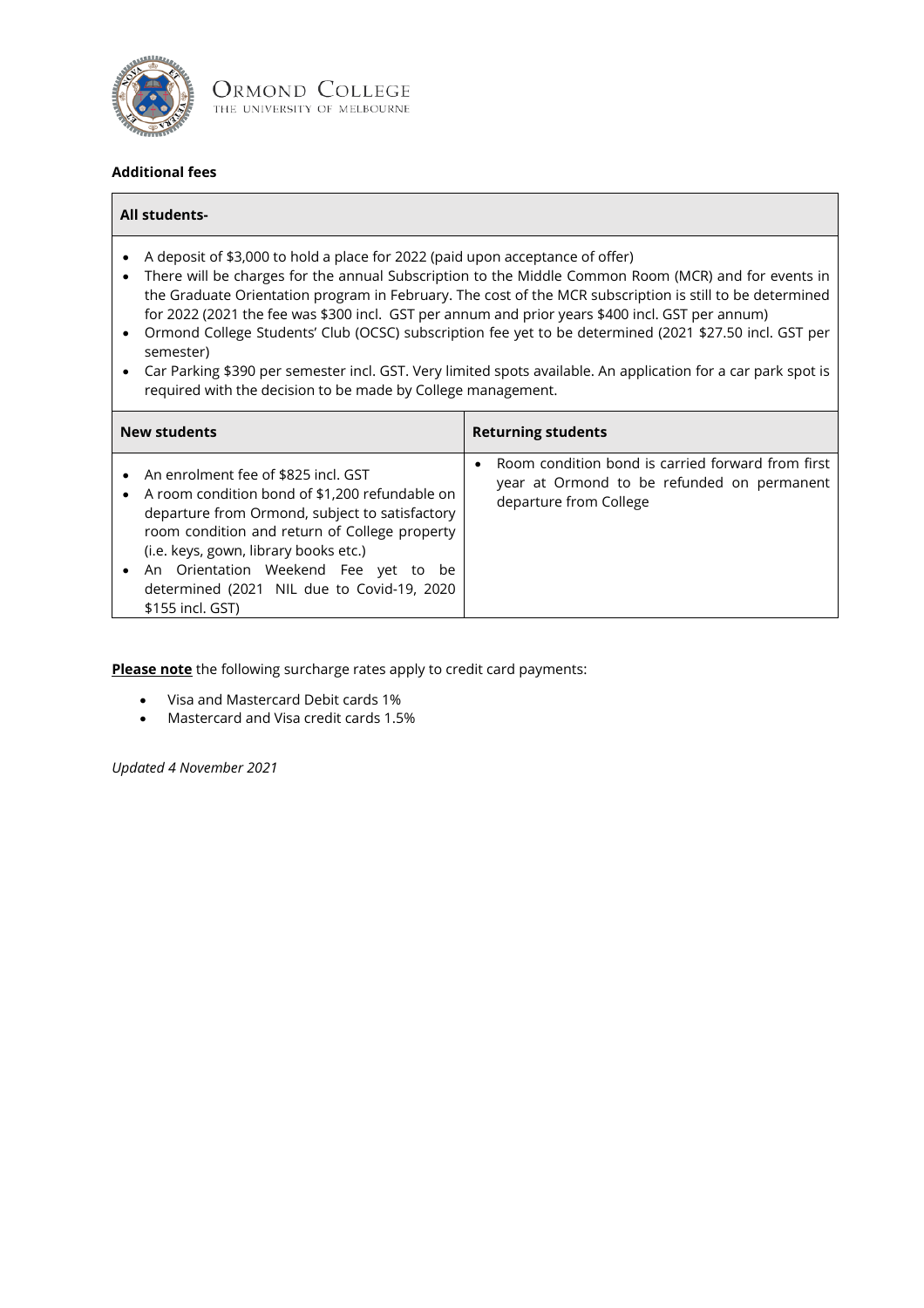**Additional fees**

| **All students-** | |
|---|---|
| • A deposit of $3,000 to hold a place for 2022 (paid upon acceptance of offer)<br>• There will be charges for the annual Subscription to the Middle Common Room (MCR) and for events in the Graduate Orientation program in February. The cost of the MCR subscription is still to be determined for 2022 (2021 the fee was $300 incl. GST per annum and prior years $400 incl. GST per annum)<br>• Ormond College Students' Club (OCSC) subscription fee yet to be determined (2021 $27.50 incl. GST per semester)<br>• Car Parking $390 per semester incl. GST. Very limited spots available. An application for a car park spot is required with the decision to be made by College management. | |
| **New students** | **Returning students** |
| • An enrolment fee of $825 incl. GST<br>• A room condition bond of $1,200 refundable on departure from Ormond, subject to satisfactory room condition and return of College property (i.e. keys, gown, library books etc.)<br>• An Orientation Weekend Fee yet to be determined (2021 NIL due to Covid-19, 2020 $155 incl. GST) | • Room condition bond is carried forward from first year at Ormond to be refunded on permanent departure from College |

**Please note** the following surcharge rates apply to credit card payments:

- Visa and Mastercard Debit cards 1%
- Mastercard and Visa credit cards 1.5%

*Updated 4 November 2021*